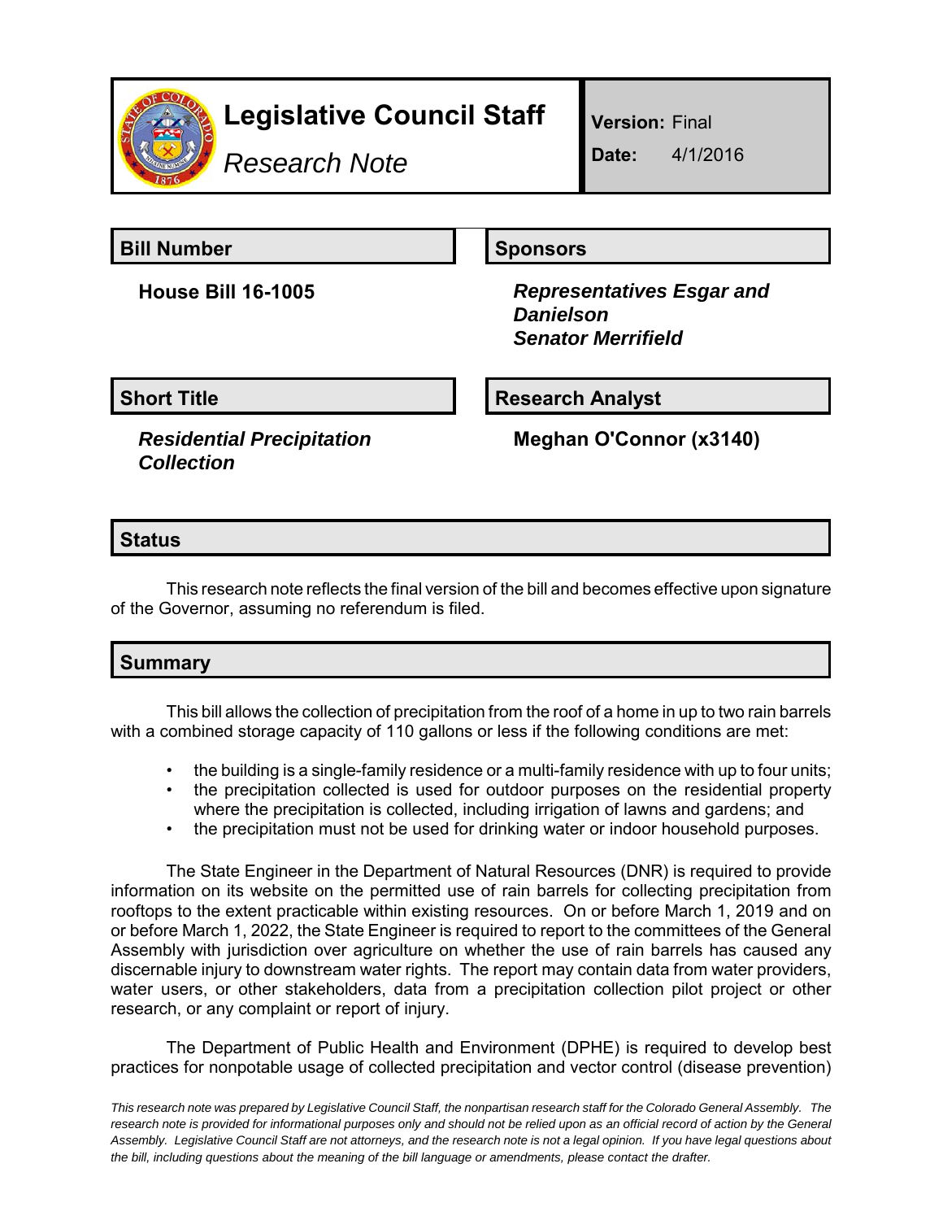# Legislative Council Staff

*Research Note*

**Version:** Final

**Date:** 4/1/2016

## Bill Number

**House Bill 16-1005**

## Sponsors

***Representatives Esgar and Danielson***
***Senator Merrifield***

## Short Title

***Residential Precipitation Collection***

## Research Analyst

**Meghan O'Connor (x3140)**

## Status

This research note reflects the final version of the bill and becomes effective upon signature of the Governor, assuming no referendum is filed.

## Summary

This bill allows the collection of precipitation from the roof of a home in up to two rain barrels with a combined storage capacity of 110 gallons or less if the following conditions are met:

- the building is a single-family residence or a multi-family residence with up to four units;
- the precipitation collected is used for outdoor purposes on the residential property where the precipitation is collected, including irrigation of lawns and gardens; and
- the precipitation must not be used for drinking water or indoor household purposes.

The State Engineer in the Department of Natural Resources (DNR) is required to provide information on its website on the permitted use of rain barrels for collecting precipitation from rooftops to the extent practicable within existing resources. On or before March 1, 2019 and on or before March 1, 2022, the State Engineer is required to report to the committees of the General Assembly with jurisdiction over agriculture on whether the use of rain barrels has caused any discernable injury to downstream water rights. The report may contain data from water providers, water users, or other stakeholders, data from a precipitation collection pilot project or other research, or any complaint or report of injury.

The Department of Public Health and Environment (DPHE) is required to develop best practices for nonpotable usage of collected precipitation and vector control (disease prevention)

*This research note was prepared by Legislative Council Staff, the nonpartisan research staff for the Colorado General Assembly. The research note is provided for informational purposes only and should not be relied upon as an official record of action by the General Assembly. Legislative Council Staff are not attorneys, and the research note is not a legal opinion. If you have legal questions about the bill, including questions about the meaning of the bill language or amendments, please contact the drafter.*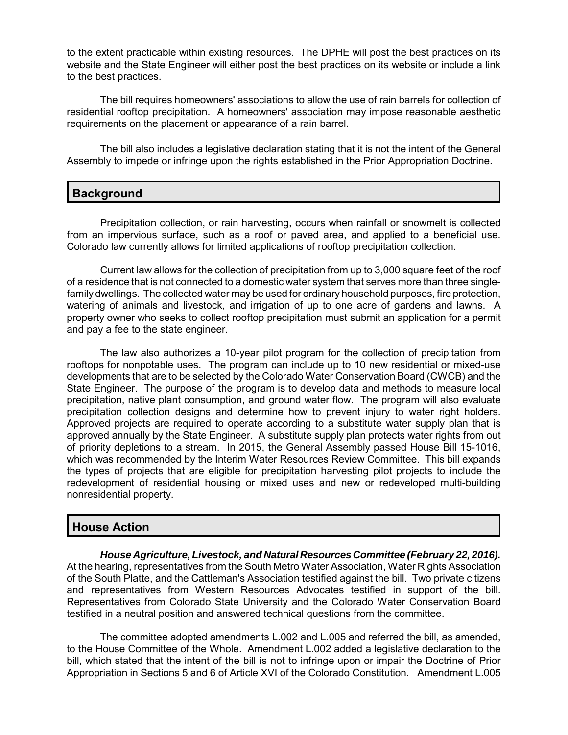to the extent practicable within existing resources. The DPHE will post the best practices on its website and the State Engineer will either post the best practices on its website or include a link to the best practices.

The bill requires homeowners' associations to allow the use of rain barrels for collection of residential rooftop precipitation. A homeowners' association may impose reasonable aesthetic requirements on the placement or appearance of a rain barrel.

The bill also includes a legislative declaration stating that it is not the intent of the General Assembly to impede or infringe upon the rights established in the Prior Appropriation Doctrine.

## Background

Precipitation collection, or rain harvesting, occurs when rainfall or snowmelt is collected from an impervious surface, such as a roof or paved area, and applied to a beneficial use. Colorado law currently allows for limited applications of rooftop precipitation collection.

Current law allows for the collection of precipitation from up to 3,000 square feet of the roof of a residence that is not connected to a domestic water system that serves more than three single-family dwellings. The collected water may be used for ordinary household purposes, fire protection, watering of animals and livestock, and irrigation of up to one acre of gardens and lawns. A property owner who seeks to collect rooftop precipitation must submit an application for a permit and pay a fee to the state engineer.

The law also authorizes a 10-year pilot program for the collection of precipitation from rooftops for nonpotable uses. The program can include up to 10 new residential or mixed-use developments that are to be selected by the Colorado Water Conservation Board (CWCB) and the State Engineer. The purpose of the program is to develop data and methods to measure local precipitation, native plant consumption, and ground water flow. The program will also evaluate precipitation collection designs and determine how to prevent injury to water right holders. Approved projects are required to operate according to a substitute water supply plan that is approved annually by the State Engineer. A substitute supply plan protects water rights from out of priority depletions to a stream. In 2015, the General Assembly passed House Bill 15-1016, which was recommended by the Interim Water Resources Review Committee. This bill expands the types of projects that are eligible for precipitation harvesting pilot projects to include the redevelopment of residential housing or mixed uses and new or redeveloped multi-building nonresidential property.

## House Action

***House Agriculture, Livestock, and Natural Resources Committee (February 22, 2016).*** At the hearing, representatives from the South Metro Water Association, Water Rights Association of the South Platte, and the Cattleman's Association testified against the bill. Two private citizens and representatives from Western Resources Advocates testified in support of the bill. Representatives from Colorado State University and the Colorado Water Conservation Board testified in a neutral position and answered technical questions from the committee.

The committee adopted amendments L.002 and L.005 and referred the bill, as amended, to the House Committee of the Whole. Amendment L.002 added a legislative declaration to the bill, which stated that the intent of the bill is not to infringe upon or impair the Doctrine of Prior Appropriation in Sections 5 and 6 of Article XVI of the Colorado Constitution. Amendment L.005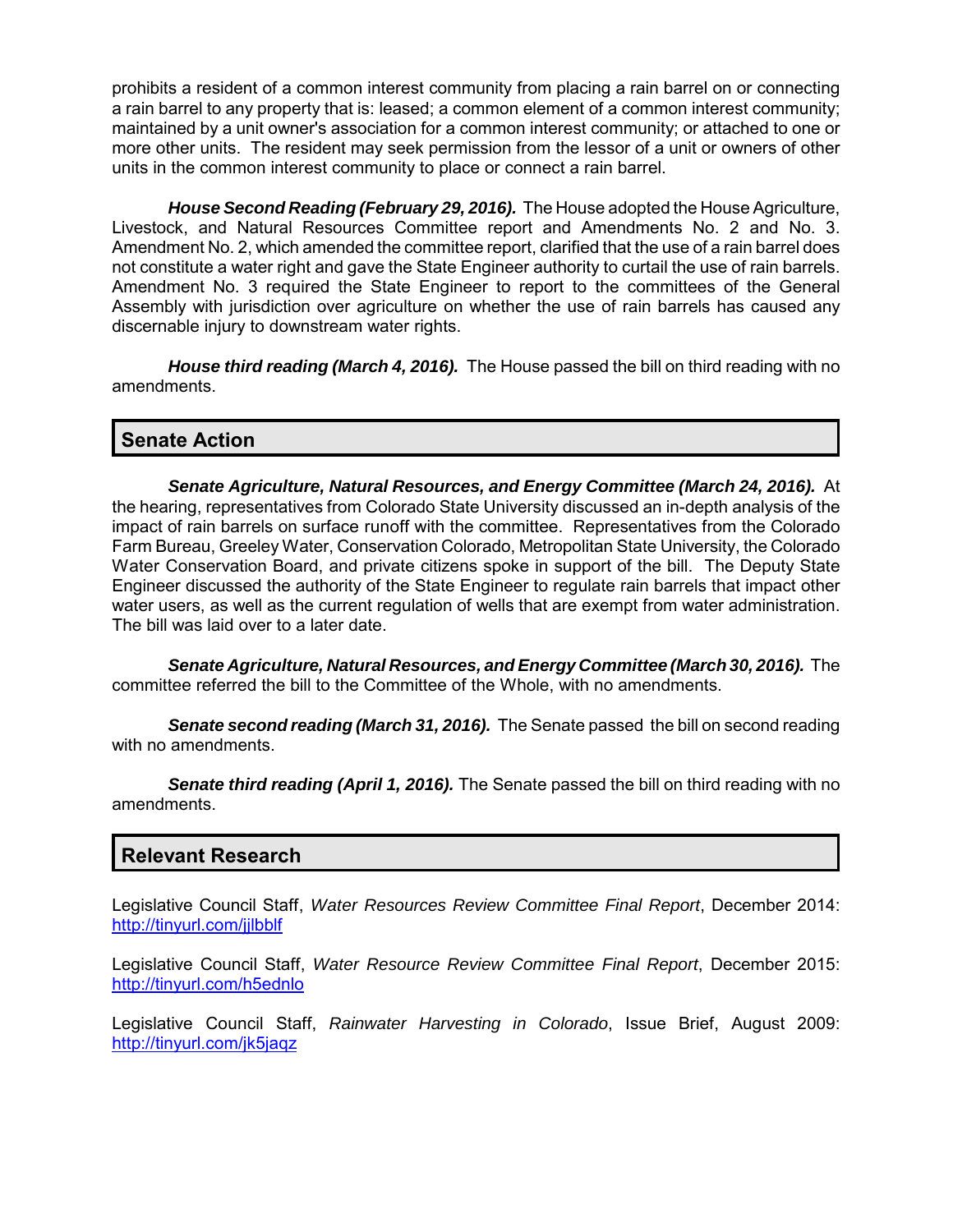prohibits a resident of a common interest community from placing a rain barrel on or connecting a rain barrel to any property that is: leased; a common element of a common interest community; maintained by a unit owner's association for a common interest community; or attached to one or more other units. The resident may seek permission from the lessor of a unit or owners of other units in the common interest community to place or connect a rain barrel.

***House Second Reading (February 29, 2016).*** The House adopted the House Agriculture, Livestock, and Natural Resources Committee report and Amendments No. 2 and No. 3. Amendment No. 2, which amended the committee report, clarified that the use of a rain barrel does not constitute a water right and gave the State Engineer authority to curtail the use of rain barrels. Amendment No. 3 required the State Engineer to report to the committees of the General Assembly with jurisdiction over agriculture on whether the use of rain barrels has caused any discernable injury to downstream water rights.

***House third reading (March 4, 2016).*** The House passed the bill on third reading with no amendments.

## Senate Action

***Senate Agriculture, Natural Resources, and Energy Committee (March 24, 2016).*** At the hearing, representatives from Colorado State University discussed an in-depth analysis of the impact of rain barrels on surface runoff with the committee. Representatives from the Colorado Farm Bureau, Greeley Water, Conservation Colorado, Metropolitan State University, the Colorado Water Conservation Board, and private citizens spoke in support of the bill. The Deputy State Engineer discussed the authority of the State Engineer to regulate rain barrels that impact other water users, as well as the current regulation of wells that are exempt from water administration. The bill was laid over to a later date.

***Senate Agriculture, Natural Resources, and Energy Committee (March 30, 2016).*** The committee referred the bill to the Committee of the Whole, with no amendments.

***Senate second reading (March 31, 2016).*** The Senate passed the bill on second reading with no amendments.

***Senate third reading (April 1, 2016).*** The Senate passed the bill on third reading with no amendments.

## Relevant Research

Legislative Council Staff, *Water Resources Review Committee Final Report*, December 2014: http://tinyurl.com/jjlbblf

Legislative Council Staff, *Water Resource Review Committee Final Report*, December 2015: http://tinyurl.com/h5ednlo

Legislative Council Staff, *Rainwater Harvesting in Colorado*, Issue Brief, August 2009: http://tinyurl.com/jk5jaqz